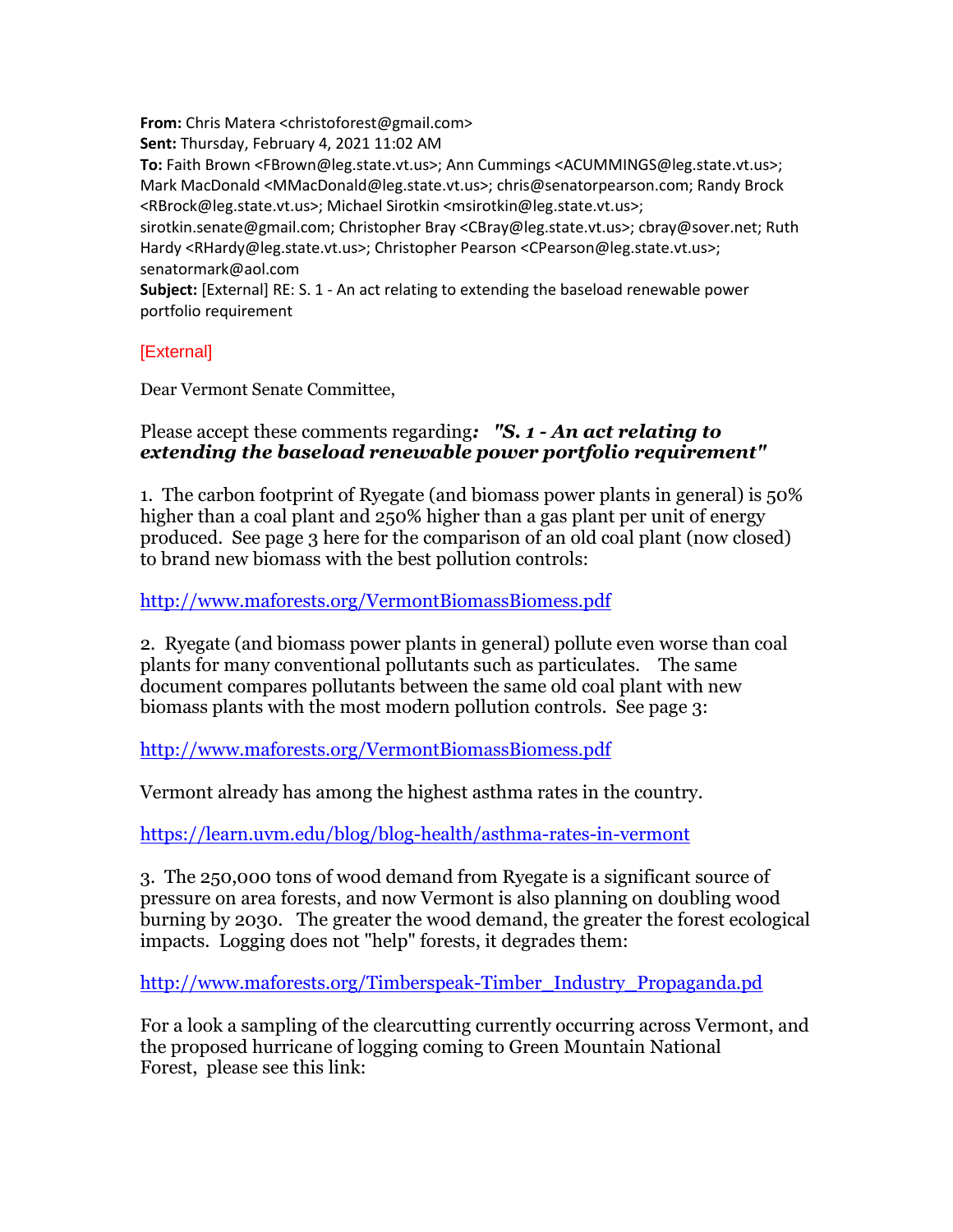**From:** Chris Matera <christoforest@gmail.com>
**Sent:** Thursday, February 4, 2021 11:02 AM
**To:** Faith Brown <FBrown@leg.state.vt.us>; Ann Cummings <ACUMMINGS@leg.state.vt.us>; Mark MacDonald <MMacDonald@leg.state.vt.us>; chris@senatorpearson.com; Randy Brock <RBrock@leg.state.vt.us>; Michael Sirotkin <msirotkin@leg.state.vt.us>; sirotkin.senate@gmail.com; Christopher Bray <CBray@leg.state.vt.us>; cbray@sover.net; Ruth Hardy <RHardy@leg.state.vt.us>; Christopher Pearson <CPearson@leg.state.vt.us>; senatormark@aol.com
**Subject:** [External] RE: S. 1 - An act relating to extending the baseload renewable power portfolio requirement

[External]

Dear Vermont Senate Committee,

Please accept these comments regarding***: "S. 1 - An act relating to extending the baseload renewable power portfolio requirement"***

1. The carbon footprint of Ryegate (and biomass power plants in general) is 50% higher than a coal plant and 250% higher than a gas plant per unit of energy produced. See page 3 here for the comparison of an old coal plant (now closed) to brand new biomass with the best pollution controls:

http://www.maforests.org/VermontBiomassBiomess.pdf

2. Ryegate (and biomass power plants in general) pollute even worse than coal plants for many conventional pollutants such as particulates. The same document compares pollutants between the same old coal plant with new biomass plants with the most modern pollution controls. See page 3:

http://www.maforests.org/VermontBiomassBiomess.pdf

Vermont already has among the highest asthma rates in the country.

https://learn.uvm.edu/blog/blog-health/asthma-rates-in-vermont

3. The 250,000 tons of wood demand from Ryegate is a significant source of pressure on area forests, and now Vermont is also planning on doubling wood burning by 2030. The greater the wood demand, the greater the forest ecological impacts. Logging does not "help" forests, it degrades them:

http://www.maforests.org/Timberspeak-Timber_Industry_Propaganda.pd

For a look a sampling of the clearcutting currently occurring across Vermont, and the proposed hurricane of logging coming to Green Mountain National Forest, please see this link: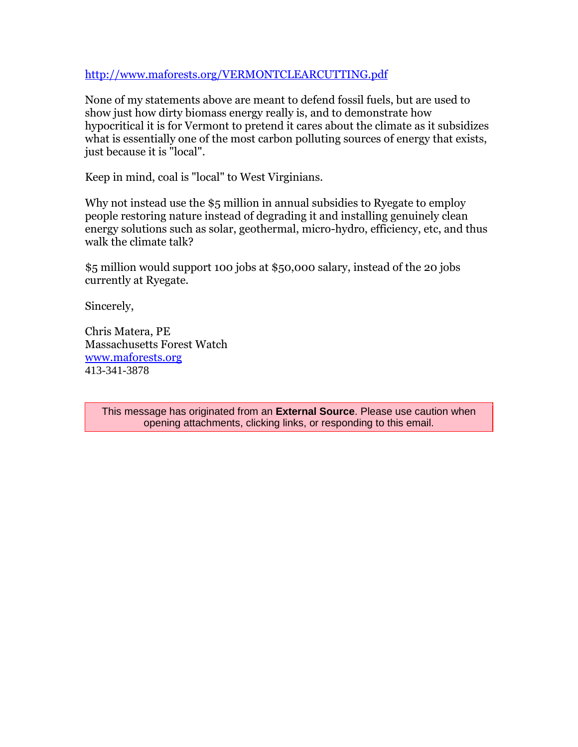[http://www.maforests.org/VERMONTCLEARCUTTING.pdf](http://www.maforests.org/VERMONTCLEARCUTTING.pdf)

None of my statements above are meant to defend fossil fuels, but are used to show just how dirty biomass energy really is, and to demonstrate how hypocritical it is for Vermont to pretend it cares about the climate as it subsidizes what is essentially one of the most carbon polluting sources of energy that exists, just because it is "local".

Keep in mind, coal is "local" to West Virginians.

Why not instead use the $5 million in annual subsidies to Ryegate to employ people restoring nature instead of degrading it and installing genuinely clean energy solutions such as solar, geothermal, micro-hydro, efficiency, etc, and thus walk the climate talk?

$5 million would support 100 jobs at $50,000 salary, instead of the 20 jobs currently at Ryegate.

Sincerely,

Chris Matera, PE
Massachusetts Forest Watch
[www.maforests.org](http://www.maforests.org)
413-341-3878

This message has originated from an **External Source**. Please use caution when opening attachments, clicking links, or responding to this email.